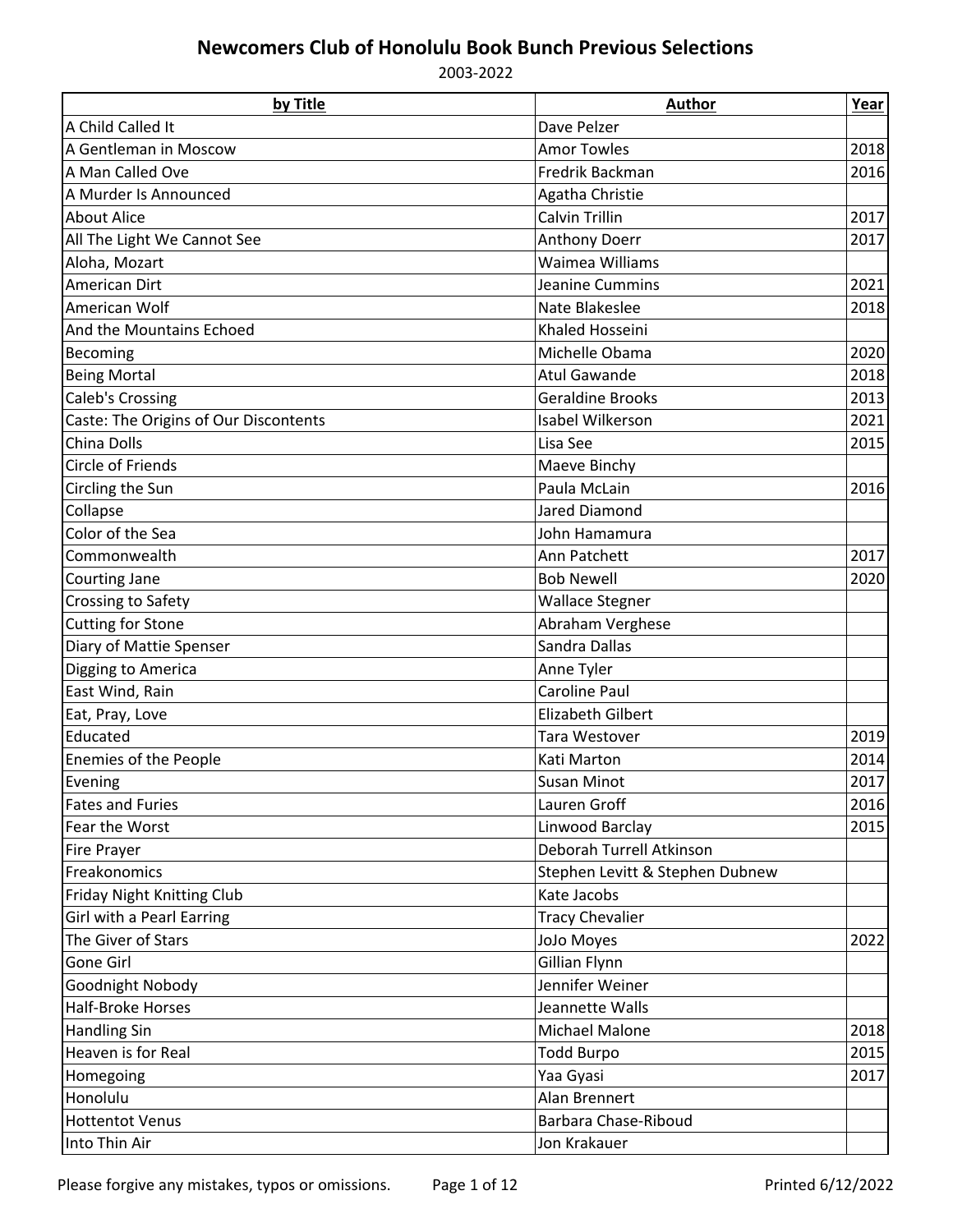# Newcomers Club of Honolulu Book Bunch Previous Selections

2003-2022

| by Title | Author | Year |
|---|---|---|
| A Child Called It | Dave Pelzer | |
| A Gentleman in Moscow | Amor Towles | 2018 |
| A Man Called Ove | Fredrik Backman | 2016 |
| A Murder Is Announced | Agatha Christie | |
| About Alice | Calvin Trillin | 2017 |
| All The Light We Cannot See | Anthony Doerr | 2017 |
| Aloha, Mozart | Waimea Williams | |
| American Dirt | Jeanine Cummins | 2021 |
| American Wolf | Nate Blakeslee | 2018 |
| And the Mountains Echoed | Khaled Hosseini | |
| Becoming | Michelle Obama | 2020 |
| Being Mortal | Atul Gawande | 2018 |
| Caleb's Crossing | Geraldine Brooks | 2013 |
| Caste: The Origins of Our Discontents | Isabel Wilkerson | 2021 |
| China Dolls | Lisa See | 2015 |
| Circle of Friends | Maeve Binchy | |
| Circling the Sun | Paula McLain | 2016 |
| Collapse | Jared Diamond | |
| Color of the Sea | John Hamamura | |
| Commonwealth | Ann Patchett | 2017 |
| Courting Jane | Bob Newell | 2020 |
| Crossing to Safety | Wallace Stegner | |
| Cutting for Stone | Abraham Verghese | |
| Diary of Mattie Spenser | Sandra Dallas | |
| Digging to America | Anne Tyler | |
| East Wind, Rain | Caroline Paul | |
| Eat, Pray, Love | Elizabeth Gilbert | |
| Educated | Tara Westover | 2019 |
| Enemies of the People | Kati Marton | 2014 |
| Evening | Susan Minot | 2017 |
| Fates and Furies | Lauren Groff | 2016 |
| Fear the Worst | Linwood Barclay | 2015 |
| Fire Prayer | Deborah Turrell Atkinson | |
| Freakonomics | Stephen Levitt & Stephen Dubnew | |
| Friday Night Knitting Club | Kate Jacobs | |
| Girl with a Pearl Earring | Tracy Chevalier | |
| The Giver of Stars | JoJo Moyes | 2022 |
| Gone Girl | Gillian Flynn | |
| Goodnight Nobody | Jennifer Weiner | |
| Half-Broke Horses | Jeannette Walls | |
| Handling Sin | Michael Malone | 2018 |
| Heaven is for Real | Todd Burpo | 2015 |
| Homegoing | Yaa Gyasi | 2017 |
| Honolulu | Alan Brennert | |
| Hottentot Venus | Barbara Chase-Riboud | |
| Into Thin Air | Jon Krakauer | |

Please forgive any mistakes, typos or omissions.

Printed 6/12/2022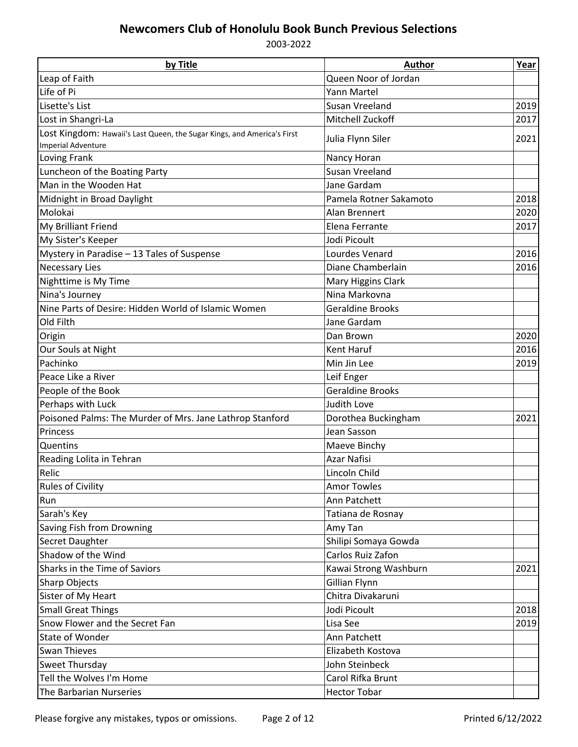# Newcomers Club of Honolulu Book Bunch Previous Selections

2003-2022

| by Title | Author | Year |
|---|---|---|
| Leap of Faith | Queen Noor of Jordan | |
| Life of Pi | Yann Martel | |
| Lisette's List | Susan Vreeland | 2019 |
| Lost in Shangri-La | Mitchell Zuckoff | 2017 |
| Lost Kingdom: Hawaii's Last Queen, the Sugar Kings, and America's First Imperial Adventure | Julia Flynn Siler | 2021 |
| Loving Frank | Nancy Horan | |
| Luncheon of the Boating Party | Susan Vreeland | |
| Man in the Wooden Hat | Jane Gardam | |
| Midnight in Broad Daylight | Pamela Rotner Sakamoto | 2018 |
| Molokai | Alan Brennert | 2020 |
| My Brilliant Friend | Elena Ferrante | 2017 |
| My Sister's Keeper | Jodi Picoult | |
| Mystery in Paradise – 13 Tales of Suspense | Lourdes Venard | 2016 |
| Necessary Lies | Diane Chamberlain | 2016 |
| Nighttime is My Time | Mary Higgins Clark | |
| Nina's Journey | Nina Markovna | |
| Nine Parts of Desire: Hidden World of Islamic Women | Geraldine Brooks | |
| Old Filth | Jane Gardam | |
| Origin | Dan Brown | 2020 |
| Our Souls at Night | Kent Haruf | 2016 |
| Pachinko | Min Jin Lee | 2019 |
| Peace Like a River | Leif Enger | |
| People of the Book | Geraldine Brooks | |
| Perhaps with Luck | Judith Love | |
| Poisoned Palms: The Murder of Mrs. Jane Lathrop Stanford | Dorothea Buckingham | 2021 |
| Princess | Jean Sasson | |
| Quentins | Maeve Binchy | |
| Reading Lolita in Tehran | Azar Nafisi | |
| Relic | Lincoln Child | |
| Rules of Civility | Amor Towles | |
| Run | Ann Patchett | |
| Sarah's Key | Tatiana de Rosnay | |
| Saving Fish from Drowning | Amy Tan | |
| Secret Daughter | Shilipi Somaya Gowda | |
| Shadow of the Wind | Carlos Ruiz Zafon | |
| Sharks in the Time of Saviors | Kawai Strong Washburn | 2021 |
| Sharp Objects | Gillian Flynn | |
| Sister of My Heart | Chitra Divakaruni | |
| Small Great Things | Jodi Picoult | 2018 |
| Snow Flower and the Secret Fan | Lisa See | 2019 |
| State of Wonder | Ann Patchett | |
| Swan Thieves | Elizabeth Kostova | |
| Sweet Thursday | John Steinbeck | |
| Tell the Wolves I'm Home | Carol Rifka Brunt | |
| The Barbarian Nurseries | Hector Tobar | |

Please forgive any mistakes, typos or omissions.

Printed 6/12/2022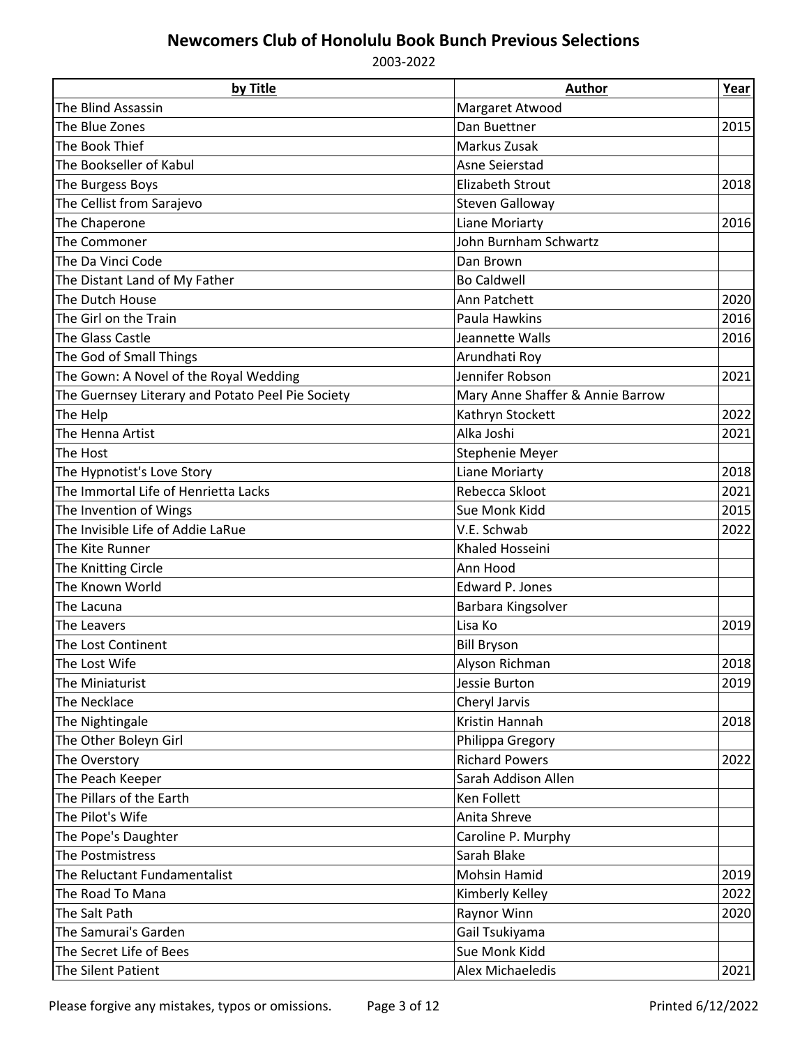## Newcomers Club of Honolulu Book Bunch Previous Selections

2003-2022

| by Title | Author | Year |
|---|---|---|
| The Blind Assassin | Margaret Atwood | |
| The Blue Zones | Dan Buettner | 2015 |
| The Book Thief | Markus Zusak | |
| The Bookseller of Kabul | Asne Seierstad | |
| The Burgess Boys | Elizabeth Strout | 2018 |
| The Cellist from Sarajevo | Steven Galloway | |
| The Chaperone | Liane Moriarty | 2016 |
| The Commoner | John Burnham Schwartz | |
| The Da Vinci Code | Dan Brown | |
| The Distant Land of My Father | Bo Caldwell | |
| The Dutch House | Ann Patchett | 2020 |
| The Girl on the Train | Paula Hawkins | 2016 |
| The Glass Castle | Jeannette Walls | 2016 |
| The God of Small Things | Arundhati Roy | |
| The Gown: A Novel of the Royal Wedding | Jennifer Robson | 2021 |
| The Guernsey Literary and Potato Peel Pie Society | Mary Anne Shaffer & Annie Barrow | |
| The Help | Kathryn Stockett | 2022 |
| The Henna Artist | Alka Joshi | 2021 |
| The Host | Stephenie Meyer | |
| The Hypnotist's Love Story | Liane Moriarty | 2018 |
| The Immortal Life of Henrietta Lacks | Rebecca Skloot | 2021 |
| The Invention of Wings | Sue Monk Kidd | 2015 |
| The Invisible Life of Addie LaRue | V.E. Schwab | 2022 |
| The Kite Runner | Khaled Hosseini | |
| The Knitting Circle | Ann Hood | |
| The Known World | Edward P. Jones | |
| The Lacuna | Barbara Kingsolver | |
| The Leavers | Lisa Ko | 2019 |
| The Lost Continent | Bill Bryson | |
| The Lost Wife | Alyson Richman | 2018 |
| The Miniaturist | Jessie Burton | 2019 |
| The Necklace | Cheryl Jarvis | |
| The Nightingale | Kristin Hannah | 2018 |
| The Other Boleyn Girl | Philippa Gregory | |
| The Overstory | Richard Powers | 2022 |
| The Peach Keeper | Sarah Addison Allen | |
| The Pillars of the Earth | Ken Follett | |
| The Pilot's Wife | Anita Shreve | |
| The Pope's Daughter | Caroline P. Murphy | |
| The Postmistress | Sarah Blake | |
| The Reluctant Fundamentalist | Mohsin Hamid | 2019 |
| The Road To Mana | Kimberly Kelley | 2022 |
| The Salt Path | Raynor Winn | 2020 |
| The Samurai's Garden | Gail Tsukiyama | |
| The Secret Life of Bees | Sue Monk Kidd | |
| The Silent Patient | Alex Michaeledis | 2021 |

Please forgive any mistakes, typos or omissions.

Printed 6/12/2022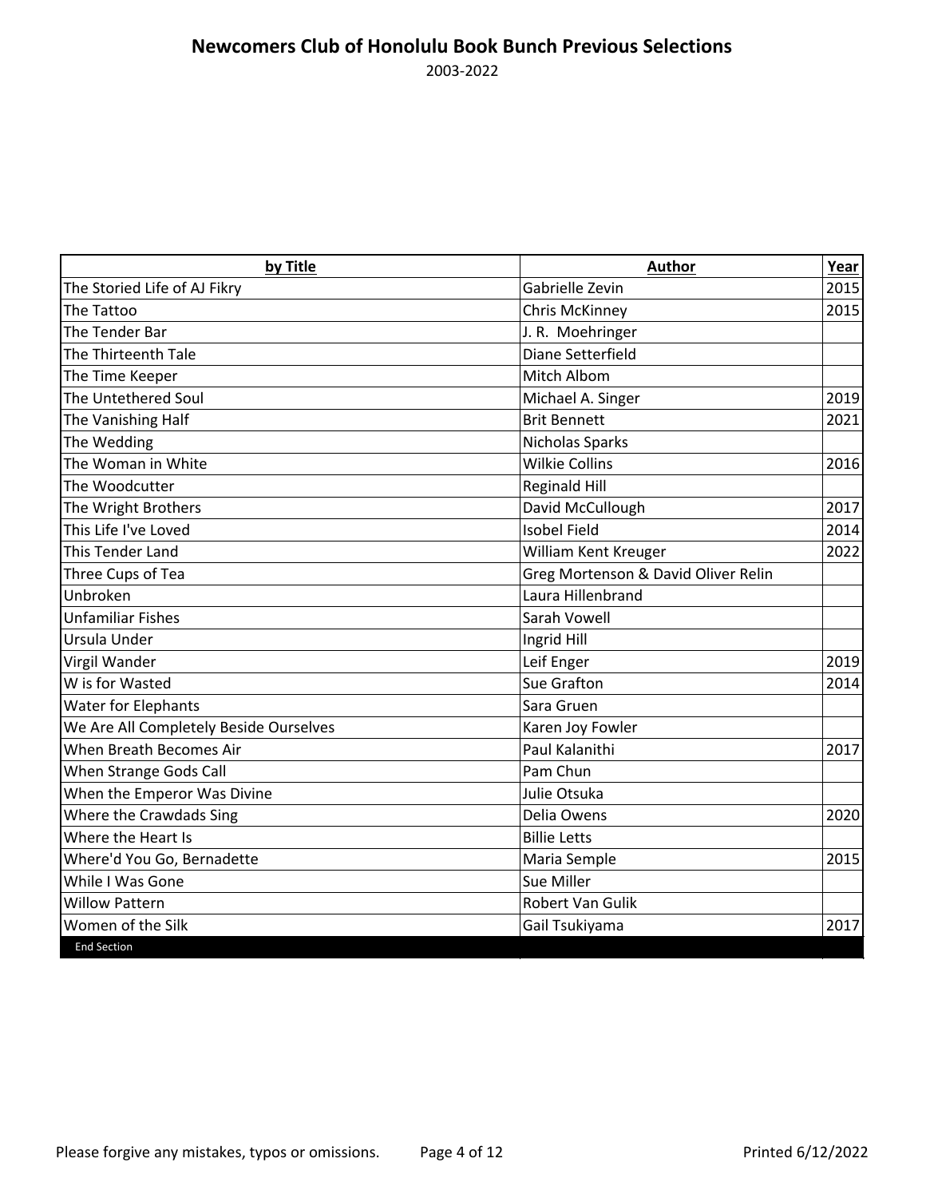# Newcomers Club of Honolulu Book Bunch Previous Selections

2003-2022

| by Title | Author | Year |
|---|---|---|
| The Storied Life of AJ Fikry | Gabrielle Zevin | 2015 |
| The Tattoo | Chris McKinney | 2015 |
| The Tender Bar | J. R. Moehringer | |
| The Thirteenth Tale | Diane Setterfield | |
| The Time Keeper | Mitch Albom | |
| The Untethered Soul | Michael A. Singer | 2019 |
| The Vanishing Half | Brit Bennett | 2021 |
| The Wedding | Nicholas Sparks | |
| The Woman in White | Wilkie Collins | 2016 |
| The Woodcutter | Reginald Hill | |
| The Wright Brothers | David McCullough | 2017 |
| This Life I've Loved | Isobel Field | 2014 |
| This Tender Land | William Kent Kreuger | 2022 |
| Three Cups of Tea | Greg Mortenson & David Oliver Relin | |
| Unbroken | Laura Hillenbrand | |
| Unfamiliar Fishes | Sarah Vowell | |
| Ursula Under | Ingrid Hill | |
| Virgil Wander | Leif Enger | 2019 |
| W is for Wasted | Sue Grafton | 2014 |
| Water for Elephants | Sara Gruen | |
| We Are All Completely Beside Ourselves | Karen Joy Fowler | |
| When Breath Becomes Air | Paul Kalanithi | 2017 |
| When Strange Gods Call | Pam Chun | |
| When the Emperor Was Divine | Julie Otsuka | |
| Where the Crawdads Sing | Delia Owens | 2020 |
| Where the Heart Is | Billie Letts | |
| Where'd You Go, Bernadette | Maria Semple | 2015 |
| While I Was Gone | Sue Miller | |
| Willow Pattern | Robert Van Gulik | |
| Women of the Silk | Gail Tsukiyama | 2017 |
| End Section | | |

Please forgive any mistakes, typos or omissions.

Printed 6/12/2022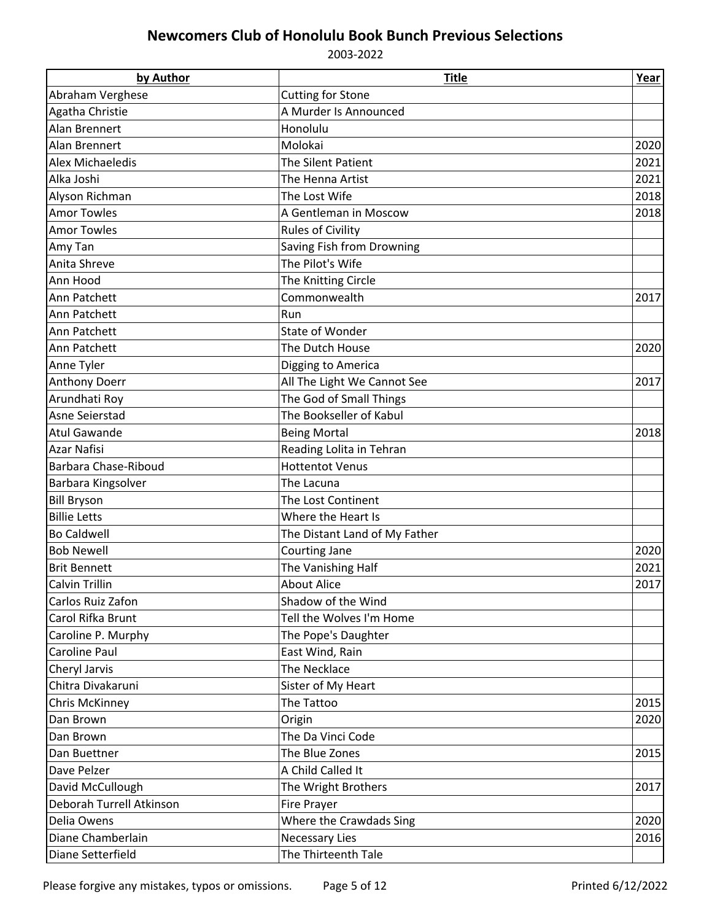# Newcomers Club of Honolulu Book Bunch Previous Selections

2003-2022

| by Author | Title | Year |
|---|---|---|
| Abraham Verghese | Cutting for Stone | |
| Agatha Christie | A Murder Is Announced | |
| Alan Brennert | Honolulu | |
| Alan Brennert | Molokai | 2020 |
| Alex Michaeledis | The Silent Patient | 2021 |
| Alka Joshi | The Henna Artist | 2021 |
| Alyson Richman | The Lost Wife | 2018 |
| Amor Towles | A Gentleman in Moscow | 2018 |
| Amor Towles | Rules of Civility | |
| Amy Tan | Saving Fish from Drowning | |
| Anita Shreve | The Pilot's Wife | |
| Ann Hood | The Knitting Circle | |
| Ann Patchett | Commonwealth | 2017 |
| Ann Patchett | Run | |
| Ann Patchett | State of Wonder | |
| Ann Patchett | The Dutch House | 2020 |
| Anne Tyler | Digging to America | |
| Anthony Doerr | All The Light We Cannot See | 2017 |
| Arundhati Roy | The God of Small Things | |
| Asne Seierstad | The Bookseller of Kabul | |
| Atul Gawande | Being Mortal | 2018 |
| Azar Nafisi | Reading Lolita in Tehran | |
| Barbara Chase-Riboud | Hottentot Venus | |
| Barbara Kingsolver | The Lacuna | |
| Bill Bryson | The Lost Continent | |
| Billie Letts | Where the Heart Is | |
| Bo Caldwell | The Distant Land of My Father | |
| Bob Newell | Courting Jane | 2020 |
| Brit Bennett | The Vanishing Half | 2021 |
| Calvin Trillin | About Alice | 2017 |
| Carlos Ruiz Zafon | Shadow of the Wind | |
| Carol Rifka Brunt | Tell the Wolves I'm Home | |
| Caroline P. Murphy | The Pope's Daughter | |
| Caroline Paul | East Wind, Rain | |
| Cheryl Jarvis | The Necklace | |
| Chitra Divakaruni | Sister of My Heart | |
| Chris McKinney | The Tattoo | 2015 |
| Dan Brown | Origin | 2020 |
| Dan Brown | The Da Vinci Code | |
| Dan Buettner | The Blue Zones | 2015 |
| Dave Pelzer | A Child Called It | |
| David McCullough | The Wright Brothers | 2017 |
| Deborah Turrell Atkinson | Fire Prayer | |
| Delia Owens | Where the Crawdads Sing | 2020 |
| Diane Chamberlain | Necessary Lies | 2016 |
| Diane Setterfield | The Thirteenth Tale | |

Please forgive any mistakes, typos or omissions.

Printed 6/12/2022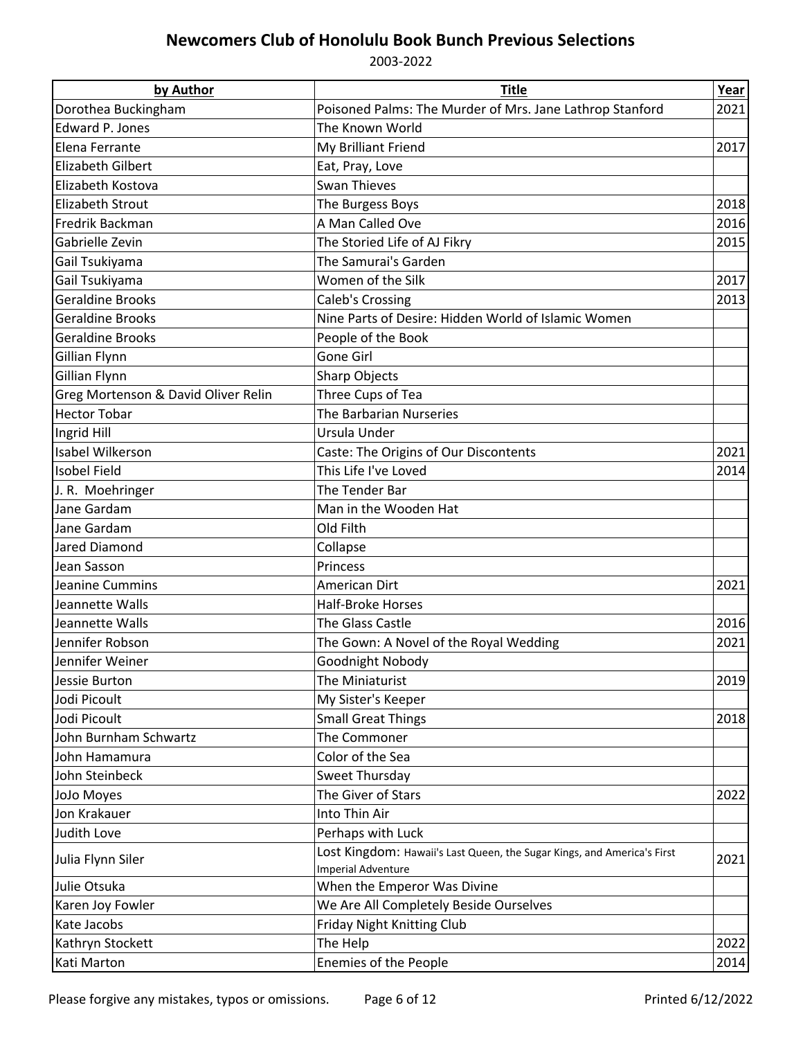# Newcomers Club of Honolulu Book Bunch Previous Selections

2003-2022

| by Author | Title | Year |
|---|---|---|
| Dorothea Buckingham | Poisoned Palms: The Murder of Mrs. Jane Lathrop Stanford | 2021 |
| Edward P. Jones | The Known World | |
| Elena Ferrante | My Brilliant Friend | 2017 |
| Elizabeth Gilbert | Eat, Pray, Love | |
| Elizabeth Kostova | Swan Thieves | |
| Elizabeth Strout | The Burgess Boys | 2018 |
| Fredrik Backman | A Man Called Ove | 2016 |
| Gabrielle Zevin | The Storied Life of AJ Fikry | 2015 |
| Gail Tsukiyama | The Samurai's Garden | |
| Gail Tsukiyama | Women of the Silk | 2017 |
| Geraldine Brooks | Caleb's Crossing | 2013 |
| Geraldine Brooks | Nine Parts of Desire: Hidden World of Islamic Women | |
| Geraldine Brooks | People of the Book | |
| Gillian Flynn | Gone Girl | |
| Gillian Flynn | Sharp Objects | |
| Greg Mortenson & David Oliver Relin | Three Cups of Tea | |
| Hector Tobar | The Barbarian Nurseries | |
| Ingrid Hill | Ursula Under | |
| Isabel Wilkerson | Caste: The Origins of Our Discontents | 2021 |
| Isobel Field | This Life I've Loved | 2014 |
| J. R. Moehringer | The Tender Bar | |
| Jane Gardam | Man in the Wooden Hat | |
| Jane Gardam | Old Filth | |
| Jared Diamond | Collapse | |
| Jean Sasson | Princess | |
| Jeanine Cummins | American Dirt | 2021 |
| Jeannette Walls | Half-Broke Horses | |
| Jeannette Walls | The Glass Castle | 2016 |
| Jennifer Robson | The Gown: A Novel of the Royal Wedding | 2021 |
| Jennifer Weiner | Goodnight Nobody | |
| Jessie Burton | The Miniaturist | 2019 |
| Jodi Picoult | My Sister's Keeper | |
| Jodi Picoult | Small Great Things | 2018 |
| John Burnham Schwartz | The Commoner | |
| John Hamamura | Color of the Sea | |
| John Steinbeck | Sweet Thursday | |
| JoJo Moyes | The Giver of Stars | 2022 |
| Jon Krakauer | Into Thin Air | |
| Judith Love | Perhaps with Luck | |
| Julia Flynn Siler | Lost Kingdom: Hawaii's Last Queen, the Sugar Kings, and America's First Imperial Adventure | 2021 |
| Julie Otsuka | When the Emperor Was Divine | |
| Karen Joy Fowler | We Are All Completely Beside Ourselves | |
| Kate Jacobs | Friday Night Knitting Club | |
| Kathryn Stockett | The Help | 2022 |
| Kati Marton | Enemies of the People | 2014 |

Please forgive any mistakes, typos or omissions. Printed 6/12/2022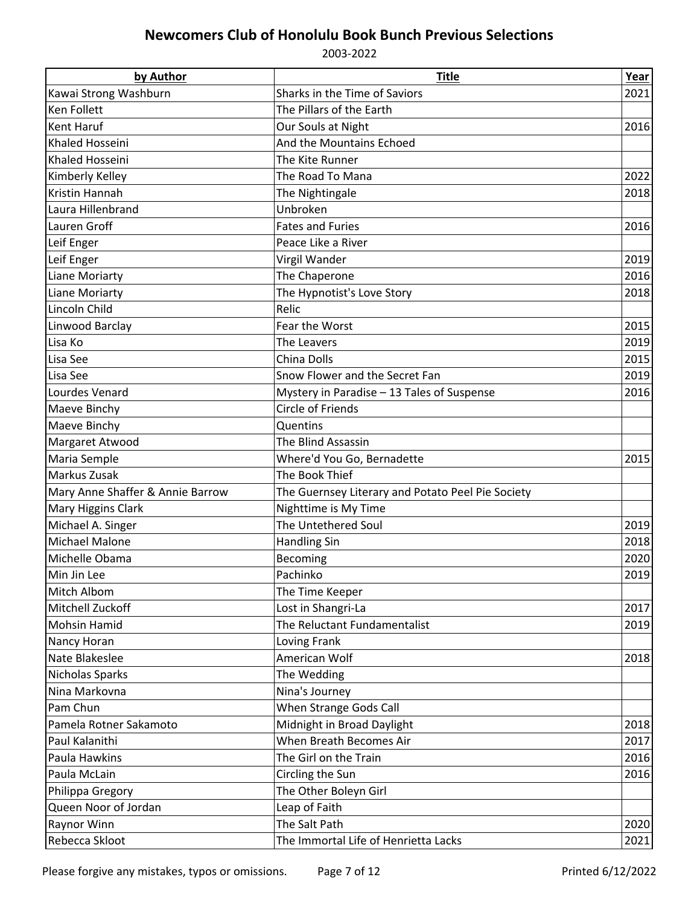# Newcomers Club of Honolulu Book Bunch Previous Selections

2003-2022

| by Author | Title | Year |
|---|---|---|
| Kawai Strong Washburn | Sharks in the Time of Saviors | 2021 |
| Ken Follett | The Pillars of the Earth | |
| Kent Haruf | Our Souls at Night | 2016 |
| Khaled Hosseini | And the Mountains Echoed | |
| Khaled Hosseini | The Kite Runner | |
| Kimberly Kelley | The Road To Mana | 2022 |
| Kristin Hannah | The Nightingale | 2018 |
| Laura Hillenbrand | Unbroken | |
| Lauren Groff | Fates and Furies | 2016 |
| Leif Enger | Peace Like a River | |
| Leif Enger | Virgil Wander | 2019 |
| Liane Moriarty | The Chaperone | 2016 |
| Liane Moriarty | The Hypnotist's Love Story | 2018 |
| Lincoln Child | Relic | |
| Linwood Barclay | Fear the Worst | 2015 |
| Lisa Ko | The Leavers | 2019 |
| Lisa See | China Dolls | 2015 |
| Lisa See | Snow Flower and the Secret Fan | 2019 |
| Lourdes Venard | Mystery in Paradise – 13 Tales of Suspense | 2016 |
| Maeve Binchy | Circle of Friends | |
| Maeve Binchy | Quentins | |
| Margaret Atwood | The Blind Assassin | |
| Maria Semple | Where'd You Go, Bernadette | 2015 |
| Markus Zusak | The Book Thief | |
| Mary Anne Shaffer & Annie Barrow | The Guernsey Literary and Potato Peel Pie Society | |
| Mary Higgins Clark | Nighttime is My Time | |
| Michael A. Singer | The Untethered Soul | 2019 |
| Michael Malone | Handling Sin | 2018 |
| Michelle Obama | Becoming | 2020 |
| Min Jin Lee | Pachinko | 2019 |
| Mitch Albom | The Time Keeper | |
| Mitchell Zuckoff | Lost in Shangri-La | 2017 |
| Mohsin Hamid | The Reluctant Fundamentalist | 2019 |
| Nancy Horan | Loving Frank | |
| Nate Blakeslee | American Wolf | 2018 |
| Nicholas Sparks | The Wedding | |
| Nina Markovna | Nina's Journey | |
| Pam Chun | When Strange Gods Call | |
| Pamela Rotner Sakamoto | Midnight in Broad Daylight | 2018 |
| Paul Kalanithi | When Breath Becomes Air | 2017 |
| Paula Hawkins | The Girl on the Train | 2016 |
| Paula McLain | Circling the Sun | 2016 |
| Philippa Gregory | The Other Boleyn Girl | |
| Queen Noor of Jordan | Leap of Faith | |
| Raynor Winn | The Salt Path | 2020 |
| Rebecca Skloot | The Immortal Life of Henrietta Lacks | 2021 |

Please forgive any mistakes, typos or omissions.

Printed 6/12/2022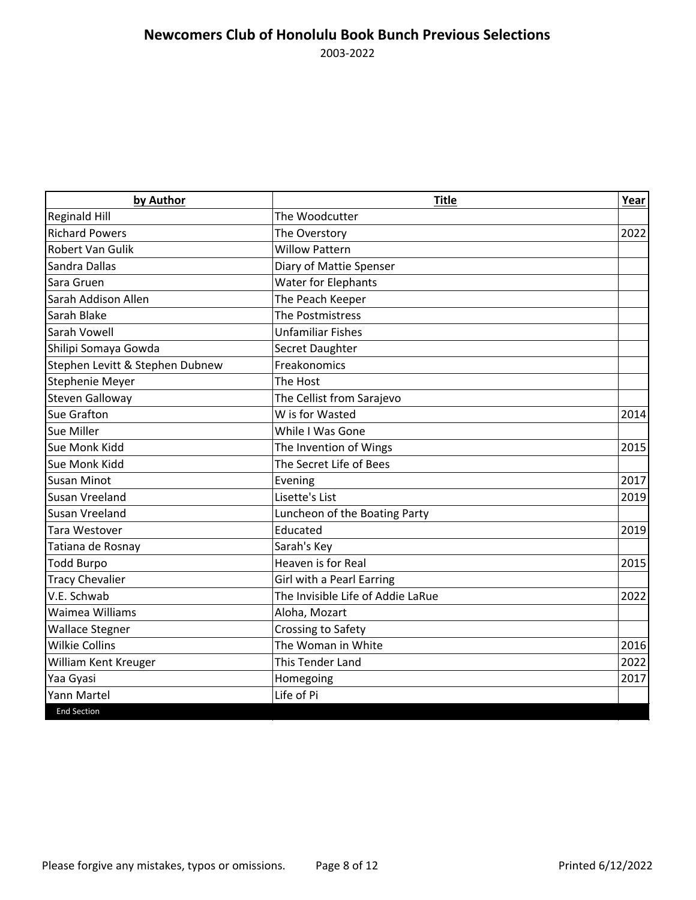# Newcomers Club of Honolulu Book Bunch Previous Selections

2003-2022

| by Author | Title | Year |
|---|---|---|
| Reginald Hill | The Woodcutter | |
| Richard Powers | The Overstory | 2022 |
| Robert Van Gulik | Willow Pattern | |
| Sandra Dallas | Diary of Mattie Spenser | |
| Sara Gruen | Water for Elephants | |
| Sarah Addison Allen | The Peach Keeper | |
| Sarah Blake | The Postmistress | |
| Sarah Vowell | Unfamiliar Fishes | |
| Shilipi Somaya Gowda | Secret Daughter | |
| Stephen Levitt & Stephen Dubnew | Freakonomics | |
| Stephenie Meyer | The Host | |
| Steven Galloway | The Cellist from Sarajevo | |
| Sue Grafton | W is for Wasted | 2014 |
| Sue Miller | While I Was Gone | |
| Sue Monk Kidd | The Invention of Wings | 2015 |
| Sue Monk Kidd | The Secret Life of Bees | |
| Susan Minot | Evening | 2017 |
| Susan Vreeland | Lisette's List | 2019 |
| Susan Vreeland | Luncheon of the Boating Party | |
| Tara Westover | Educated | 2019 |
| Tatiana de Rosnay | Sarah's Key | |
| Todd Burpo | Heaven is for Real | 2015 |
| Tracy Chevalier | Girl with a Pearl Earring | |
| V.E. Schwab | The Invisible Life of Addie LaRue | 2022 |
| Waimea Williams | Aloha, Mozart | |
| Wallace Stegner | Crossing to Safety | |
| Wilkie Collins | The Woman in White | 2016 |
| William Kent Kreuger | This Tender Land | 2022 |
| Yaa Gyasi | Homegoing | 2017 |
| Yann Martel | Life of Pi | |
| End Section | | |

Please forgive any mistakes, typos or omissions.

Printed 6/12/2022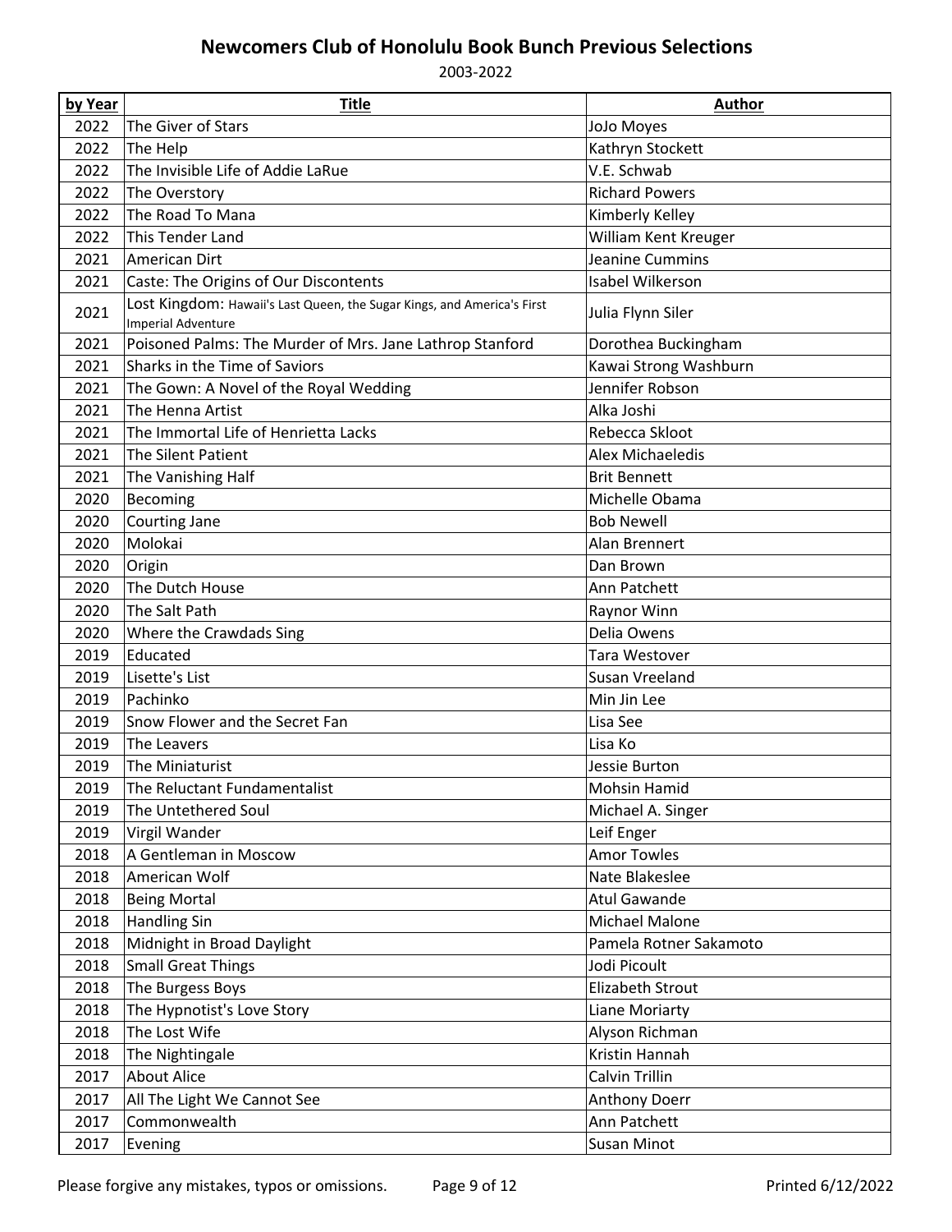# Newcomers Club of Honolulu Book Bunch Previous Selections

2003-2022

| by Year | Title | Author |
| --- | --- | --- |
| 2022 | The Giver of Stars | JoJo Moyes |
| 2022 | The Help | Kathryn Stockett |
| 2022 | The Invisible Life of Addie LaRue | V.E. Schwab |
| 2022 | The Overstory | Richard Powers |
| 2022 | The Road To Mana | Kimberly Kelley |
| 2022 | This Tender Land | William Kent Kreuger |
| 2021 | American Dirt | Jeanine Cummins |
| 2021 | Caste: The Origins of Our Discontents | Isabel Wilkerson |
| 2021 | Lost Kingdom: Hawaii's Last Queen, the Sugar Kings, and America's First Imperial Adventure | Julia Flynn Siler |
| 2021 | Poisoned Palms: The Murder of Mrs. Jane Lathrop Stanford | Dorothea Buckingham |
| 2021 | Sharks in the Time of Saviors | Kawai Strong Washburn |
| 2021 | The Gown: A Novel of the Royal Wedding | Jennifer Robson |
| 2021 | The Henna Artist | Alka Joshi |
| 2021 | The Immortal Life of Henrietta Lacks | Rebecca Skloot |
| 2021 | The Silent Patient | Alex Michaeledis |
| 2021 | The Vanishing Half | Brit Bennett |
| 2020 | Becoming | Michelle Obama |
| 2020 | Courting Jane | Bob Newell |
| 2020 | Molokai | Alan Brennert |
| 2020 | Origin | Dan Brown |
| 2020 | The Dutch House | Ann Patchett |
| 2020 | The Salt Path | Raynor Winn |
| 2020 | Where the Crawdads Sing | Delia Owens |
| 2019 | Educated | Tara Westover |
| 2019 | Lisette's List | Susan Vreeland |
| 2019 | Pachinko | Min Jin Lee |
| 2019 | Snow Flower and the Secret Fan | Lisa See |
| 2019 | The Leavers | Lisa Ko |
| 2019 | The Miniaturist | Jessie Burton |
| 2019 | The Reluctant Fundamentalist | Mohsin Hamid |
| 2019 | The Untethered Soul | Michael A. Singer |
| 2019 | Virgil Wander | Leif Enger |
| 2018 | A Gentleman in Moscow | Amor Towles |
| 2018 | American Wolf | Nate Blakeslee |
| 2018 | Being Mortal | Atul Gawande |
| 2018 | Handling Sin | Michael Malone |
| 2018 | Midnight in Broad Daylight | Pamela Rotner Sakamoto |
| 2018 | Small Great Things | Jodi Picoult |
| 2018 | The Burgess Boys | Elizabeth Strout |
| 2018 | The Hypnotist's Love Story | Liane Moriarty |
| 2018 | The Lost Wife | Alyson Richman |
| 2018 | The Nightingale | Kristin Hannah |
| 2017 | About Alice | Calvin Trillin |
| 2017 | All The Light We Cannot See | Anthony Doerr |
| 2017 | Commonwealth | Ann Patchett |
| 2017 | Evening | Susan Minot |

Please forgive any mistakes, typos or omissions.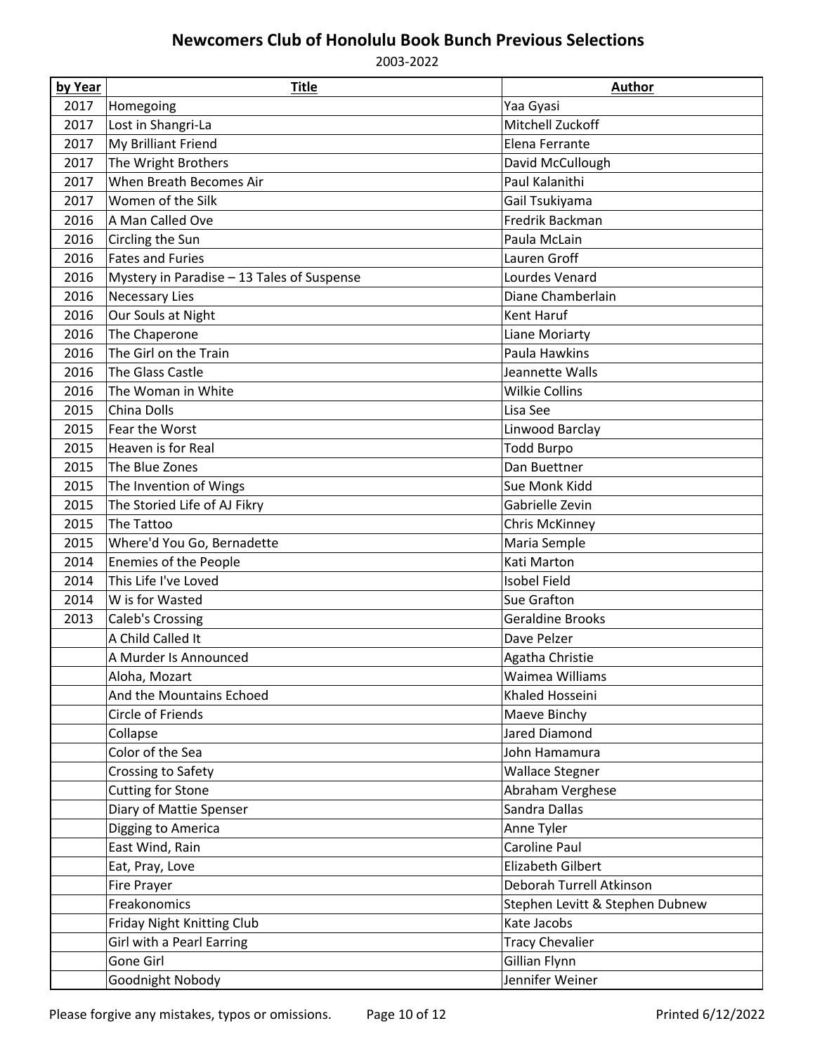# Newcomers Club of Honolulu Book Bunch Previous Selections

2003-2022

| by Year | Title | Author |
| --- | --- | --- |
| 2017 | Homegoing | Yaa Gyasi |
| 2017 | Lost in Shangri-La | Mitchell Zuckoff |
| 2017 | My Brilliant Friend | Elena Ferrante |
| 2017 | The Wright Brothers | David McCullough |
| 2017 | When Breath Becomes Air | Paul Kalanithi |
| 2017 | Women of the Silk | Gail Tsukiyama |
| 2016 | A Man Called Ove | Fredrik Backman |
| 2016 | Circling the Sun | Paula McLain |
| 2016 | Fates and Furies | Lauren Groff |
| 2016 | Mystery in Paradise – 13 Tales of Suspense | Lourdes Venard |
| 2016 | Necessary Lies | Diane Chamberlain |
| 2016 | Our Souls at Night | Kent Haruf |
| 2016 | The Chaperone | Liane Moriarty |
| 2016 | The Girl on the Train | Paula Hawkins |
| 2016 | The Glass Castle | Jeannette Walls |
| 2016 | The Woman in White | Wilkie Collins |
| 2015 | China Dolls | Lisa See |
| 2015 | Fear the Worst | Linwood Barclay |
| 2015 | Heaven is for Real | Todd Burpo |
| 2015 | The Blue Zones | Dan Buettner |
| 2015 | The Invention of Wings | Sue Monk Kidd |
| 2015 | The Storied Life of AJ Fikry | Gabrielle Zevin |
| 2015 | The Tattoo | Chris McKinney |
| 2015 | Where'd You Go, Bernadette | Maria Semple |
| 2014 | Enemies of the People | Kati Marton |
| 2014 | This Life I've Loved | Isobel Field |
| 2014 | W is for Wasted | Sue Grafton |
| 2013 | Caleb's Crossing | Geraldine Brooks |
| | A Child Called It | Dave Pelzer |
| | A Murder Is Announced | Agatha Christie |
| | Aloha, Mozart | Waimea Williams |
| | And the Mountains Echoed | Khaled Hosseini |
| | Circle of Friends | Maeve Binchy |
| | Collapse | Jared Diamond |
| | Color of the Sea | John Hamamura |
| | Crossing to Safety | Wallace Stegner |
| | Cutting for Stone | Abraham Verghese |
| | Diary of Mattie Spenser | Sandra Dallas |
| | Digging to America | Anne Tyler |
| | East Wind, Rain | Caroline Paul |
| | Eat, Pray, Love | Elizabeth Gilbert |
| | Fire Prayer | Deborah Turrell Atkinson |
| | Freakonomics | Stephen Levitt & Stephen Dubnew |
| | Friday Night Knitting Club | Kate Jacobs |
| | Girl with a Pearl Earring | Tracy Chevalier |
| | Gone Girl | Gillian Flynn |
| | Goodnight Nobody | Jennifer Weiner |

Please forgive any mistakes, typos or omissions.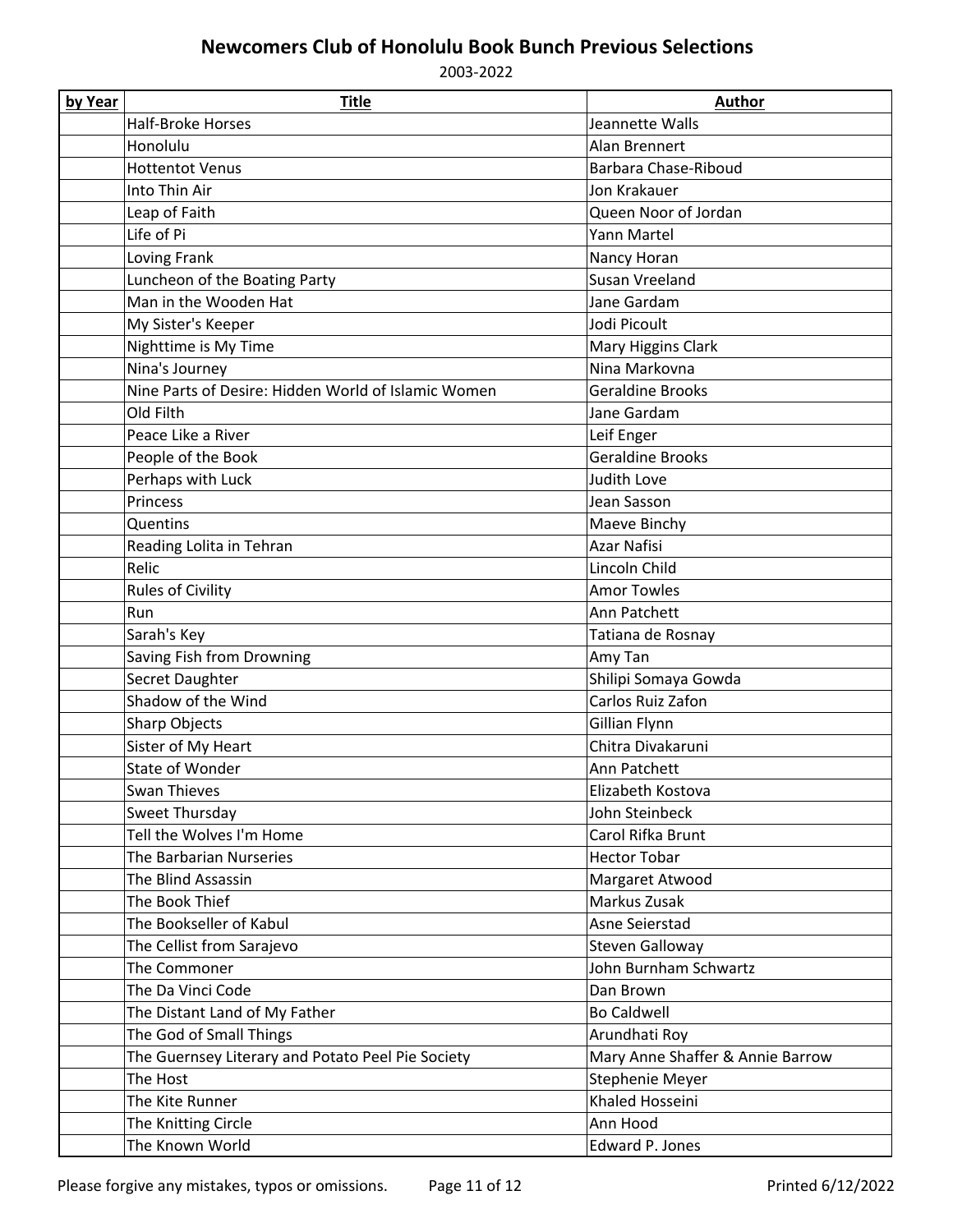# Newcomers Club of Honolulu Book Bunch Previous Selections

2003-2022

| by Year | Title | Author |
|---|---|---|
| | Half-Broke Horses | Jeannette Walls |
| | Honolulu | Alan Brennert |
| | Hottentot Venus | Barbara Chase-Riboud |
| | Into Thin Air | Jon Krakauer |
| | Leap of Faith | Queen Noor of Jordan |
| | Life of Pi | Yann Martel |
| | Loving Frank | Nancy Horan |
| | Luncheon of the Boating Party | Susan Vreeland |
| | Man in the Wooden Hat | Jane Gardam |
| | My Sister's Keeper | Jodi Picoult |
| | Nighttime is My Time | Mary Higgins Clark |
| | Nina's Journey | Nina Markovna |
| | Nine Parts of Desire: Hidden World of Islamic Women | Geraldine Brooks |
| | Old Filth | Jane Gardam |
| | Peace Like a River | Leif Enger |
| | People of the Book | Geraldine Brooks |
| | Perhaps with Luck | Judith Love |
| | Princess | Jean Sasson |
| | Quentins | Maeve Binchy |
| | Reading Lolita in Tehran | Azar Nafisi |
| | Relic | Lincoln Child |
| | Rules of Civility | Amor Towles |
| | Run | Ann Patchett |
| | Sarah's Key | Tatiana de Rosnay |
| | Saving Fish from Drowning | Amy Tan |
| | Secret Daughter | Shilipi Somaya Gowda |
| | Shadow of the Wind | Carlos Ruiz Zafon |
| | Sharp Objects | Gillian Flynn |
| | Sister of My Heart | Chitra Divakaruni |
| | State of Wonder | Ann Patchett |
| | Swan Thieves | Elizabeth Kostova |
| | Sweet Thursday | John Steinbeck |
| | Tell the Wolves I'm Home | Carol Rifka Brunt |
| | The Barbarian Nurseries | Hector Tobar |
| | The Blind Assassin | Margaret Atwood |
| | The Book Thief | Markus Zusak |
| | The Bookseller of Kabul | Asne Seierstad |
| | The Cellist from Sarajevo | Steven Galloway |
| | The Commoner | John Burnham Schwartz |
| | The Da Vinci Code | Dan Brown |
| | The Distant Land of My Father | Bo Caldwell |
| | The God of Small Things | Arundhati Roy |
| | The Guernsey Literary and Potato Peel Pie Society | Mary Anne Shaffer & Annie Barrow |
| | The Host | Stephenie Meyer |
| | The Kite Runner | Khaled Hosseini |
| | The Knitting Circle | Ann Hood |
| | The Known World | Edward P. Jones |

Please forgive any mistakes, typos or omissions. Printed 6/12/2022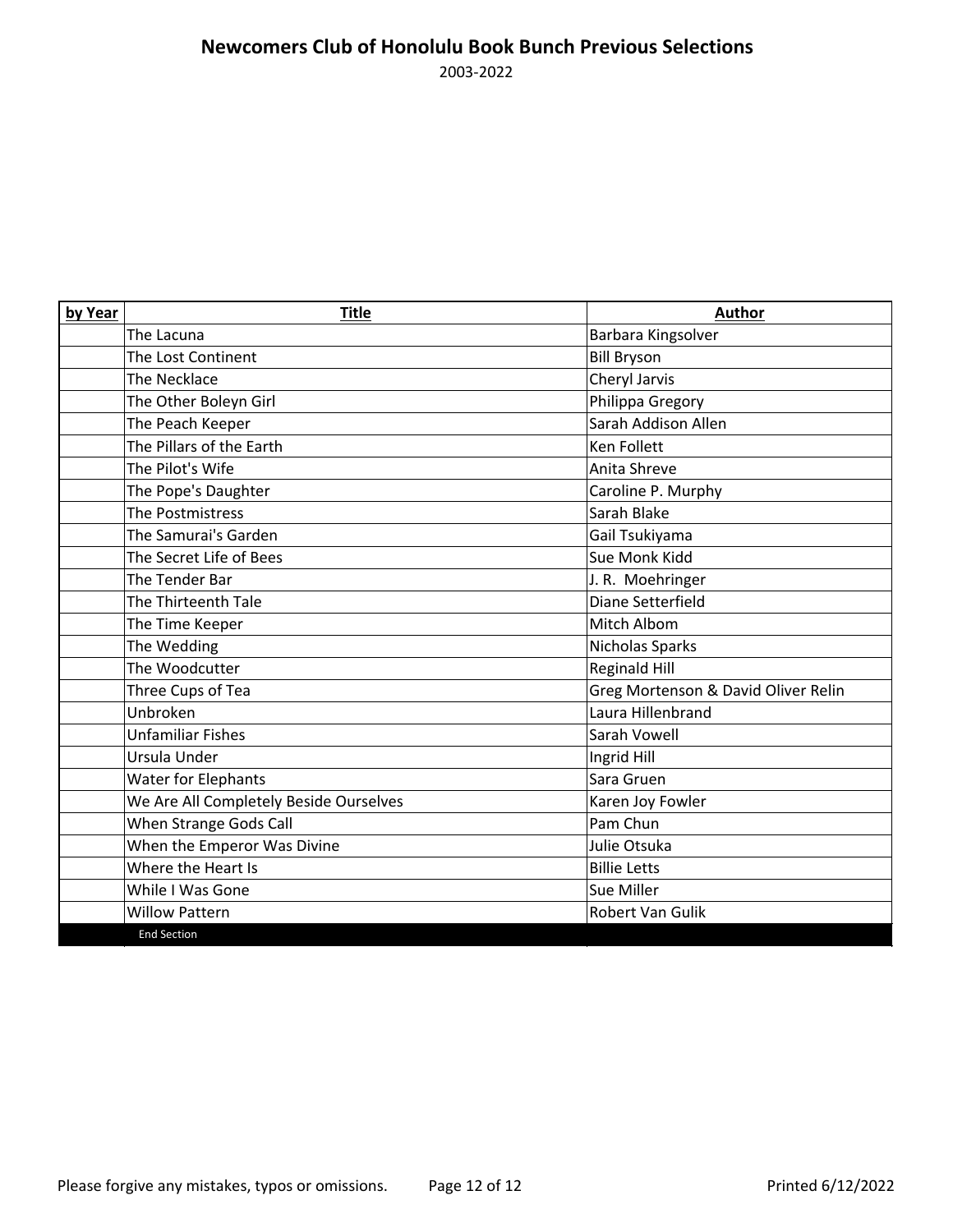| by Year | Title | Author |
|---|---|---|
| | The Lacuna | Barbara Kingsolver |
| | The Lost Continent | Bill Bryson |
| | The Necklace | Cheryl Jarvis |
| | The Other Boleyn Girl | Philippa Gregory |
| | The Peach Keeper | Sarah Addison Allen |
| | The Pillars of the Earth | Ken Follett |
| | The Pilot's Wife | Anita Shreve |
| | The Pope's Daughter | Caroline P. Murphy |
| | The Postmistress | Sarah Blake |
| | The Samurai's Garden | Gail Tsukiyama |
| | The Secret Life of Bees | Sue Monk Kidd |
| | The Tender Bar | J. R. Moehringer |
| | The Thirteenth Tale | Diane Setterfield |
| | The Time Keeper | Mitch Albom |
| | The Wedding | Nicholas Sparks |
| | The Woodcutter | Reginald Hill |
| | Three Cups of Tea | Greg Mortenson & David Oliver Relin |
| | Unbroken | Laura Hillenbrand |
| | Unfamiliar Fishes | Sarah Vowell |
| | Ursula Under | Ingrid Hill |
| | Water for Elephants | Sara Gruen |
| | We Are All Completely Beside Ourselves | Karen Joy Fowler |
| | When Strange Gods Call | Pam Chun |
| | When the Emperor Was Divine | Julie Otsuka |
| | Where the Heart Is | Billie Letts |
| | While I Was Gone | Sue Miller |
| | Willow Pattern | Robert Van Gulik |
| | End Section | |

Please forgive any mistakes, typos or omissions.